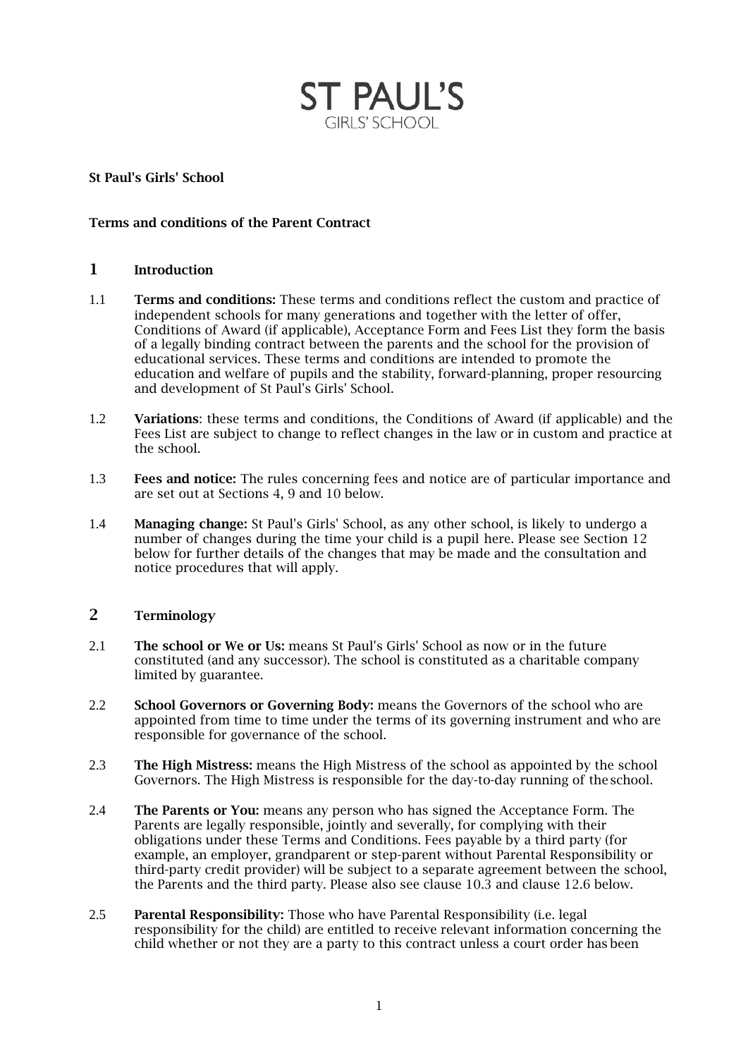ST PAUL'S
GIRLS' SCHOOL

**St Paul's Girls' School**

**Terms and conditions of the Parent Contract**

## 1 Introduction

1.1 **Terms and conditions:** These terms and conditions reflect the custom and practice of independent schools for many generations and together with the letter of offer, Conditions of Award (if applicable), Acceptance Form and Fees List they form the basis of a legally binding contract between the parents and the school for the provision of educational services. These terms and conditions are intended to promote the education and welfare of pupils and the stability, forward-planning, proper resourcing and development of St Paul's Girls' School.

1.2 **Variations**: these terms and conditions, the Conditions of Award (if applicable) and the Fees List are subject to change to reflect changes in the law or in custom and practice at the school.

1.3 **Fees and notice:** The rules concerning fees and notice are of particular importance and are set out at Sections 4, 9 and 10 below.

1.4 **Managing change:** St Paul's Girls' School, as any other school, is likely to undergo a number of changes during the time your child is a pupil here. Please see Section 12 below for further details of the changes that may be made and the consultation and notice procedures that will apply.

## 2 Terminology

2.1 **The school or We or Us:** means St Paul's Girls' School as now or in the future constituted (and any successor). The school is constituted as a charitable company limited by guarantee.

2.2 **School Governors or Governing Body:** means the Governors of the school who are appointed from time to time under the terms of its governing instrument and who are responsible for governance of the school.

2.3 **The High Mistress:** means the High Mistress of the school as appointed by the school Governors. The High Mistress is responsible for the day-to-day running of the school.

2.4 **The Parents or You:** means any person who has signed the Acceptance Form. The Parents are legally responsible, jointly and severally, for complying with their obligations under these Terms and Conditions. Fees payable by a third party (for example, an employer, grandparent or step-parent without Parental Responsibility or third-party credit provider) will be subject to a separate agreement between the school, the Parents and the third party. Please also see clause 10.3 and clause 12.6 below.

2.5 **Parental Responsibility:** Those who have Parental Responsibility (i.e. legal responsibility for the child) are entitled to receive relevant information concerning the child whether or not they are a party to this contract unless a court order has been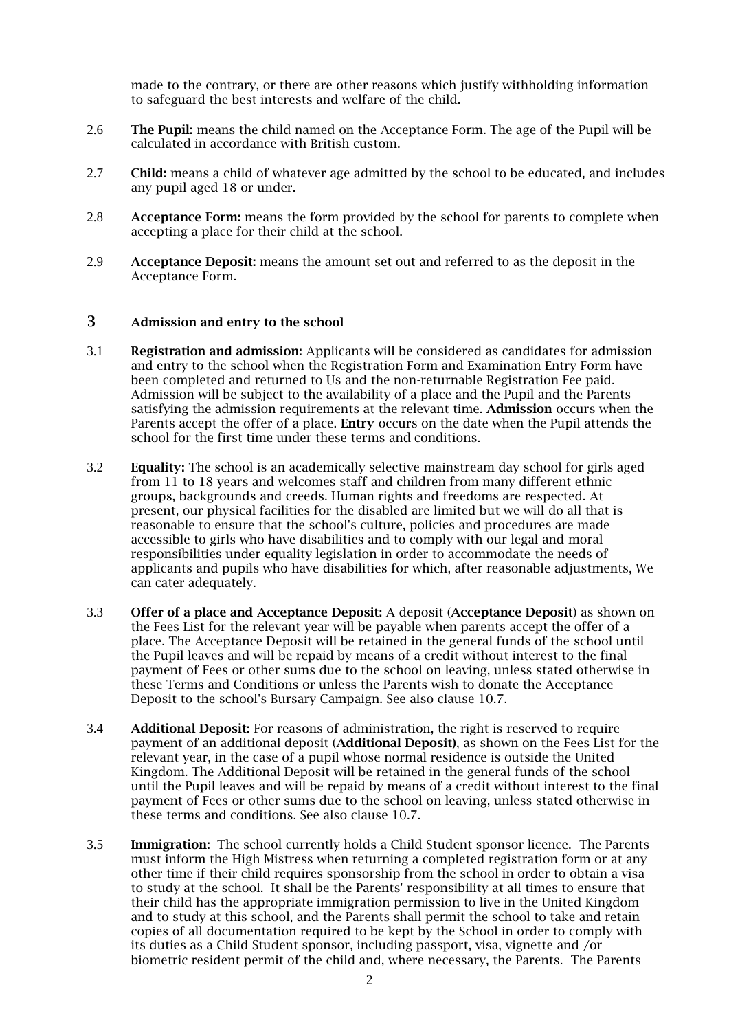made to the contrary, or there are other reasons which justify withholding information to safeguard the best interests and welfare of the child.

2.6 **The Pupil:** means the child named on the Acceptance Form. The age of the Pupil will be calculated in accordance with British custom.

2.7 **Child:** means a child of whatever age admitted by the school to be educated, and includes any pupil aged 18 or under.

2.8 **Acceptance Form:** means the form provided by the school for parents to complete when accepting a place for their child at the school.

2.9 **Acceptance Deposit:** means the amount set out and referred to as the deposit in the Acceptance Form.

## 3 Admission and entry to the school

3.1 **Registration and admission:** Applicants will be considered as candidates for admission and entry to the school when the Registration Form and Examination Entry Form have been completed and returned to Us and the non-returnable Registration Fee paid. Admission will be subject to the availability of a place and the Pupil and the Parents satisfying the admission requirements at the relevant time. **Admission** occurs when the Parents accept the offer of a place. **Entry** occurs on the date when the Pupil attends the school for the first time under these terms and conditions.

3.2 **Equality:** The school is an academically selective mainstream day school for girls aged from 11 to 18 years and welcomes staff and children from many different ethnic groups, backgrounds and creeds. Human rights and freedoms are respected. At present, our physical facilities for the disabled are limited but we will do all that is reasonable to ensure that the school's culture, policies and procedures are made accessible to girls who have disabilities and to comply with our legal and moral responsibilities under equality legislation in order to accommodate the needs of applicants and pupils who have disabilities for which, after reasonable adjustments, We can cater adequately.

3.3 **Offer of a place and Acceptance Deposit:** A deposit (**Acceptance Deposit**) as shown on the Fees List for the relevant year will be payable when parents accept the offer of a place. The Acceptance Deposit will be retained in the general funds of the school until the Pupil leaves and will be repaid by means of a credit without interest to the final payment of Fees or other sums due to the school on leaving, unless stated otherwise in these Terms and Conditions or unless the Parents wish to donate the Acceptance Deposit to the school's Bursary Campaign. See also clause 10.7.

3.4 **Additional Deposit:** For reasons of administration, the right is reserved to require payment of an additional deposit (**Additional Deposit)**, as shown on the Fees List for the relevant year, in the case of a pupil whose normal residence is outside the United Kingdom. The Additional Deposit will be retained in the general funds of the school until the Pupil leaves and will be repaid by means of a credit without interest to the final payment of Fees or other sums due to the school on leaving, unless stated otherwise in these terms and conditions. See also clause 10.7.

3.5 **Immigration:** The school currently holds a Child Student sponsor licence. The Parents must inform the High Mistress when returning a completed registration form or at any other time if their child requires sponsorship from the school in order to obtain a visa to study at the school. It shall be the Parents' responsibility at all times to ensure that their child has the appropriate immigration permission to live in the United Kingdom and to study at this school, and the Parents shall permit the school to take and retain copies of all documentation required to be kept by the School in order to comply with its duties as a Child Student sponsor, including passport, visa, vignette and /or biometric resident permit of the child and, where necessary, the Parents. The Parents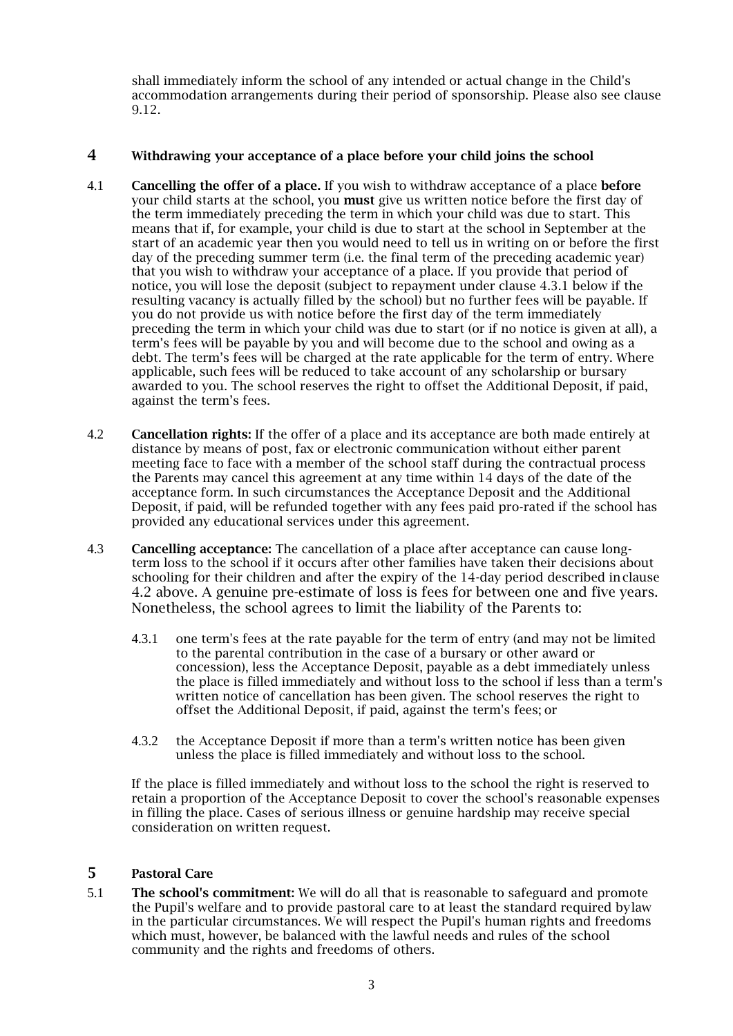shall immediately inform the school of any intended or actual change in the Child's accommodation arrangements during their period of sponsorship. Please also see clause 9.12.

## 4 Withdrawing your acceptance of a place before your child joins the school

4.1 **Cancelling the offer of a place.** If you wish to withdraw acceptance of a place **before** your child starts at the school, you **must** give us written notice before the first day of the term immediately preceding the term in which your child was due to start. This means that if, for example, your child is due to start at the school in September at the start of an academic year then you would need to tell us in writing on or before the first day of the preceding summer term (i.e. the final term of the preceding academic year) that you wish to withdraw your acceptance of a place. If you provide that period of notice, you will lose the deposit (subject to repayment under clause 4.3.1 below if the resulting vacancy is actually filled by the school) but no further fees will be payable. If you do not provide us with notice before the first day of the term immediately preceding the term in which your child was due to start (or if no notice is given at all), a term's fees will be payable by you and will become due to the school and owing as a debt. The term's fees will be charged at the rate applicable for the term of entry. Where applicable, such fees will be reduced to take account of any scholarship or bursary awarded to you. The school reserves the right to offset the Additional Deposit, if paid, against the term's fees.

4.2 **Cancellation rights:** If the offer of a place and its acceptance are both made entirely at distance by means of post, fax or electronic communication without either parent meeting face to face with a member of the school staff during the contractual process the Parents may cancel this agreement at any time within 14 days of the date of the acceptance form. In such circumstances the Acceptance Deposit and the Additional Deposit, if paid, will be refunded together with any fees paid pro-rated if the school has provided any educational services under this agreement.

4.3 **Cancelling acceptance:** The cancellation of a place after acceptance can cause long-term loss to the school if it occurs after other families have taken their decisions about schooling for their children and after the expiry of the 14-day period described in clause 4.2 above. A genuine pre-estimate of loss is fees for between one and five years. Nonetheless, the school agrees to limit the liability of the Parents to:

4.3.1 one term's fees at the rate payable for the term of entry (and may not be limited to the parental contribution in the case of a bursary or other award or concession), less the Acceptance Deposit, payable as a debt immediately unless the place is filled immediately and without loss to the school if less than a term's written notice of cancellation has been given. The school reserves the right to offset the Additional Deposit, if paid, against the term's fees; or

4.3.2 the Acceptance Deposit if more than a term's written notice has been given unless the place is filled immediately and without loss to the school.

If the place is filled immediately and without loss to the school the right is reserved to retain a proportion of the Acceptance Deposit to cover the school's reasonable expenses in filling the place. Cases of serious illness or genuine hardship may receive special consideration on written request.

## 5 Pastoral Care

5.1 **The school's commitment:** We will do all that is reasonable to safeguard and promote the Pupil's welfare and to provide pastoral care to at least the standard required by law in the particular circumstances. We will respect the Pupil's human rights and freedoms which must, however, be balanced with the lawful needs and rules of the school community and the rights and freedoms of others.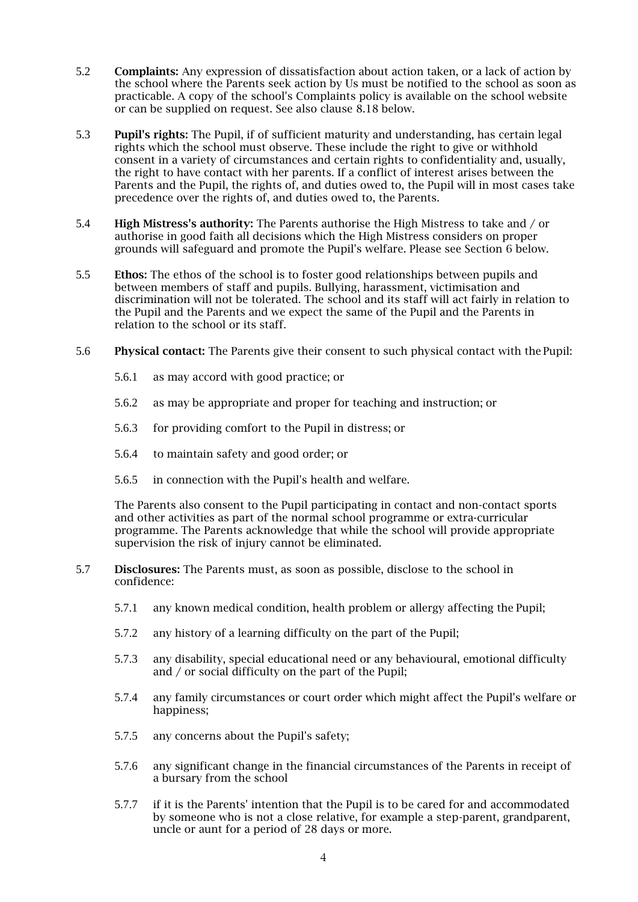5.2 **Complaints:** Any expression of dissatisfaction about action taken, or a lack of action by the school where the Parents seek action by Us must be notified to the school as soon as practicable. A copy of the school's Complaints policy is available on the school website or can be supplied on request. See also clause 8.18 below.

5.3 **Pupil's rights:** The Pupil, if of sufficient maturity and understanding, has certain legal rights which the school must observe. These include the right to give or withhold consent in a variety of circumstances and certain rights to confidentiality and, usually, the right to have contact with her parents. If a conflict of interest arises between the Parents and the Pupil, the rights of, and duties owed to, the Pupil will in most cases take precedence over the rights of, and duties owed to, the Parents.

5.4 **High Mistress's authority:** The Parents authorise the High Mistress to take and / or authorise in good faith all decisions which the High Mistress considers on proper grounds will safeguard and promote the Pupil's welfare. Please see Section 6 below.

5.5 **Ethos:** The ethos of the school is to foster good relationships between pupils and between members of staff and pupils. Bullying, harassment, victimisation and discrimination will not be tolerated. The school and its staff will act fairly in relation to the Pupil and the Parents and we expect the same of the Pupil and the Parents in relation to the school or its staff.

5.6 **Physical contact:** The Parents give their consent to such physical contact with the Pupil:

5.6.1 as may accord with good practice; or

5.6.2 as may be appropriate and proper for teaching and instruction; or

5.6.3 for providing comfort to the Pupil in distress; or

5.6.4 to maintain safety and good order; or

5.6.5 in connection with the Pupil's health and welfare.

The Parents also consent to the Pupil participating in contact and non-contact sports and other activities as part of the normal school programme or extra-curricular programme. The Parents acknowledge that while the school will provide appropriate supervision the risk of injury cannot be eliminated.

5.7 **Disclosures:** The Parents must, as soon as possible, disclose to the school in confidence:

5.7.1 any known medical condition, health problem or allergy affecting the Pupil;

5.7.2 any history of a learning difficulty on the part of the Pupil;

5.7.3 any disability, special educational need or any behavioural, emotional difficulty and / or social difficulty on the part of the Pupil;

5.7.4 any family circumstances or court order which might affect the Pupil's welfare or happiness;

5.7.5 any concerns about the Pupil's safety;

5.7.6 any significant change in the financial circumstances of the Parents in receipt of a bursary from the school

5.7.7 if it is the Parents' intention that the Pupil is to be cared for and accommodated by someone who is not a close relative, for example a step-parent, grandparent, uncle or aunt for a period of 28 days or more.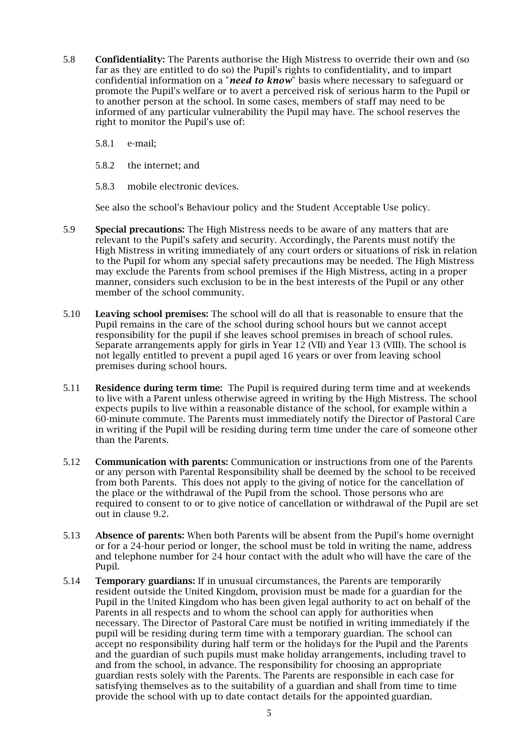5.8 **Confidentiality:** The Parents authorise the High Mistress to override their own and (so far as they are entitled to do so) the Pupil's rights to confidentiality, and to impart confidential information on a "***need to know***" basis where necessary to safeguard or promote the Pupil's welfare or to avert a perceived risk of serious harm to the Pupil or to another person at the school. In some cases, members of staff may need to be informed of any particular vulnerability the Pupil may have. The school reserves the right to monitor the Pupil's use of:

5.8.1 e-mail;

5.8.2 the internet; and

5.8.3 mobile electronic devices.

See also the school's Behaviour policy and the Student Acceptable Use policy.

5.9 **Special precautions:** The High Mistress needs to be aware of any matters that are relevant to the Pupil's safety and security. Accordingly, the Parents must notify the High Mistress in writing immediately of any court orders or situations of risk in relation to the Pupil for whom any special safety precautions may be needed. The High Mistress may exclude the Parents from school premises if the High Mistress, acting in a proper manner, considers such exclusion to be in the best interests of the Pupil or any other member of the school community.

5.10 **Leaving school premises:** The school will do all that is reasonable to ensure that the Pupil remains in the care of the school during school hours but we cannot accept responsibility for the pupil if she leaves school premises in breach of school rules. Separate arrangements apply for girls in Year 12 (VII) and Year 13 (VIII). The school is not legally entitled to prevent a pupil aged 16 years or over from leaving school premises during school hours.

5.11 **Residence during term time:** The Pupil is required during term time and at weekends to live with a Parent unless otherwise agreed in writing by the High Mistress. The school expects pupils to live within a reasonable distance of the school, for example within a 60-minute commute. The Parents must immediately notify the Director of Pastoral Care in writing if the Pupil will be residing during term time under the care of someone other than the Parents.

5.12 **Communication with parents:** Communication or instructions from one of the Parents or any person with Parental Responsibility shall be deemed by the school to be received from both Parents. This does not apply to the giving of notice for the cancellation of the place or the withdrawal of the Pupil from the school. Those persons who are required to consent to or to give notice of cancellation or withdrawal of the Pupil are set out in clause 9.2.

5.13 **Absence of parents:** When both Parents will be absent from the Pupil's home overnight or for a 24-hour period or longer, the school must be told in writing the name, address and telephone number for 24 hour contact with the adult who will have the care of the Pupil.

5.14 **Temporary guardians:** If in unusual circumstances, the Parents are temporarily resident outside the United Kingdom, provision must be made for a guardian for the Pupil in the United Kingdom who has been given legal authority to act on behalf of the Parents in all respects and to whom the school can apply for authorities when necessary. The Director of Pastoral Care must be notified in writing immediately if the pupil will be residing during term time with a temporary guardian. The school can accept no responsibility during half term or the holidays for the Pupil and the Parents and the guardian of such pupils must make holiday arrangements, including travel to and from the school, in advance. The responsibility for choosing an appropriate guardian rests solely with the Parents. The Parents are responsible in each case for satisfying themselves as to the suitability of a guardian and shall from time to time provide the school with up to date contact details for the appointed guardian.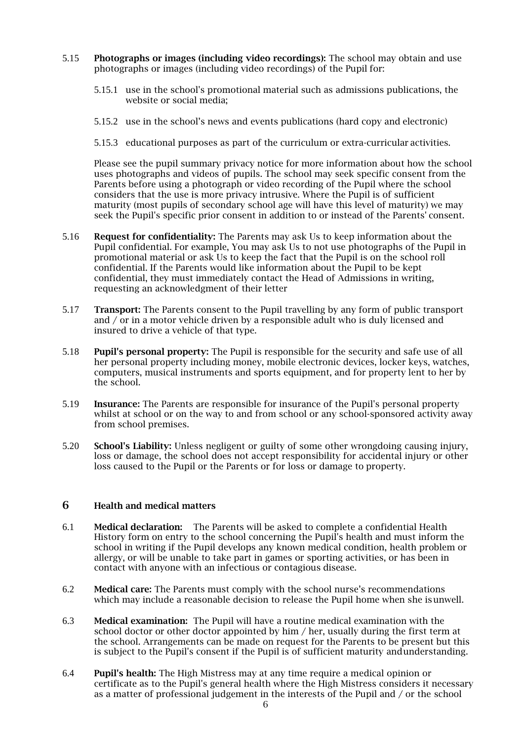5.15 **Photographs or images (including video recordings):** The school may obtain and use photographs or images (including video recordings) of the Pupil for:

5.15.1 use in the school's promotional material such as admissions publications, the website or social media;

5.15.2 use in the school's news and events publications (hard copy and electronic)

5.15.3 educational purposes as part of the curriculum or extra-curricular activities.

Please see the pupil summary privacy notice for more information about how the school uses photographs and videos of pupils. The school may seek specific consent from the Parents before using a photograph or video recording of the Pupil where the school considers that the use is more privacy intrusive. Where the Pupil is of sufficient maturity (most pupils of secondary school age will have this level of maturity) we may seek the Pupil's specific prior consent in addition to or instead of the Parents' consent.

5.16 **Request for confidentiality:** The Parents may ask Us to keep information about the Pupil confidential. For example, You may ask Us to not use photographs of the Pupil in promotional material or ask Us to keep the fact that the Pupil is on the school roll confidential. If the Parents would like information about the Pupil to be kept confidential, they must immediately contact the Head of Admissions in writing, requesting an acknowledgment of their letter

5.17 **Transport:** The Parents consent to the Pupil travelling by any form of public transport and / or in a motor vehicle driven by a responsible adult who is duly licensed and insured to drive a vehicle of that type.

5.18 **Pupil's personal property:** The Pupil is responsible for the security and safe use of all her personal property including money, mobile electronic devices, locker keys, watches, computers, musical instruments and sports equipment, and for property lent to her by the school.

5.19 **Insurance:** The Parents are responsible for insurance of the Pupil's personal property whilst at school or on the way to and from school or any school-sponsored activity away from school premises.

5.20 **School's Liability:** Unless negligent or guilty of some other wrongdoing causing injury, loss or damage, the school does not accept responsibility for accidental injury or other loss caused to the Pupil or the Parents or for loss or damage to property.

## 6 Health and medical matters

6.1 **Medical declaration:** The Parents will be asked to complete a confidential Health History form on entry to the school concerning the Pupil's health and must inform the school in writing if the Pupil develops any known medical condition, health problem or allergy, or will be unable to take part in games or sporting activities, or has been in contact with anyone with an infectious or contagious disease.

6.2 **Medical care:** The Parents must comply with the school nurse's recommendations which may include a reasonable decision to release the Pupil home when she is unwell.

6.3 **Medical examination:** The Pupil will have a routine medical examination with the school doctor or other doctor appointed by him / her, usually during the first term at the school. Arrangements can be made on request for the Parents to be present but this is subject to the Pupil's consent if the Pupil is of sufficient maturity and understanding.

6.4 **Pupil's health:** The High Mistress may at any time require a medical opinion or certificate as to the Pupil's general health where the High Mistress considers it necessary as a matter of professional judgement in the interests of the Pupil and / or the school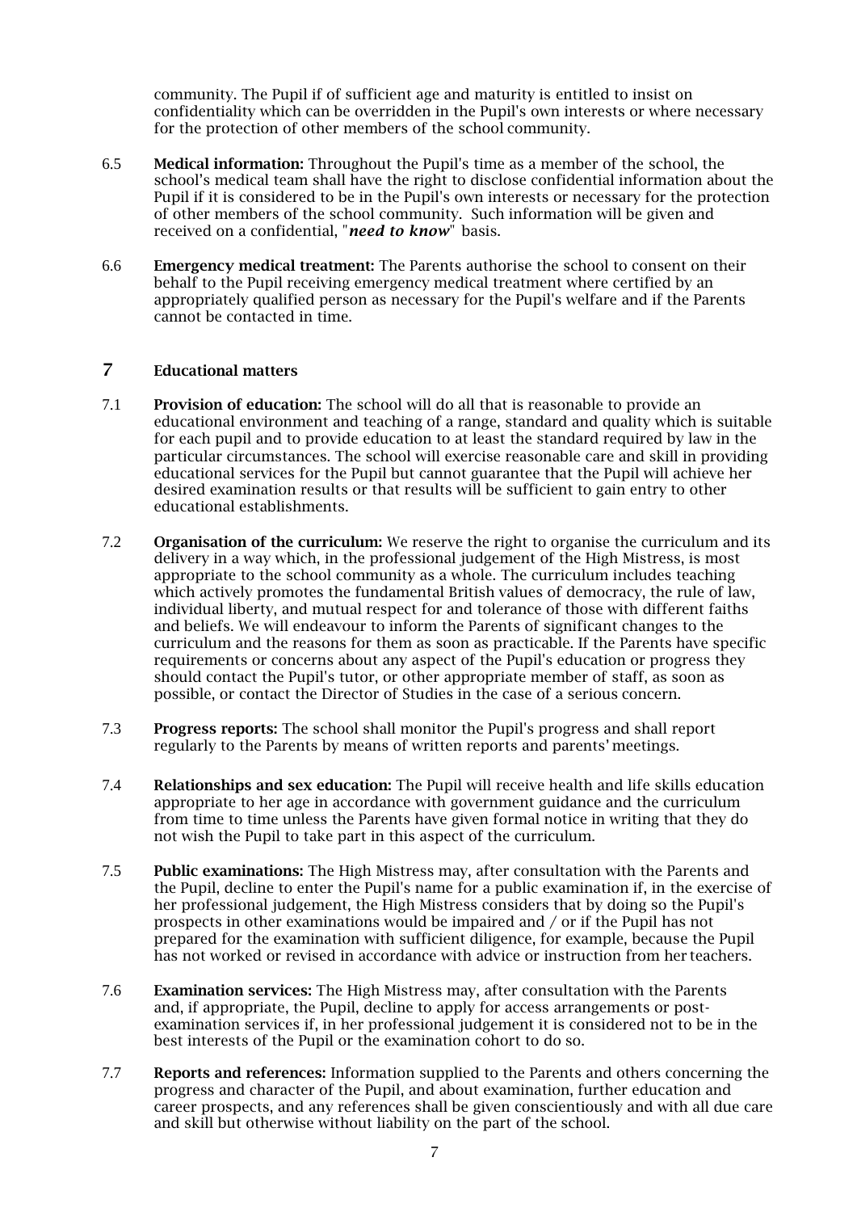community. The Pupil if of sufficient age and maturity is entitled to insist on confidentiality which can be overridden in the Pupil's own interests or where necessary for the protection of other members of the school community.

6.5 **Medical information:** Throughout the Pupil's time as a member of the school, the school's medical team shall have the right to disclose confidential information about the Pupil if it is considered to be in the Pupil's own interests or necessary for the protection of other members of the school community. Such information will be given and received on a confidential, "***need to know***" basis.

6.6 **Emergency medical treatment:** The Parents authorise the school to consent on their behalf to the Pupil receiving emergency medical treatment where certified by an appropriately qualified person as necessary for the Pupil's welfare and if the Parents cannot be contacted in time.

## 7 Educational matters

7.1 **Provision of education:** The school will do all that is reasonable to provide an educational environment and teaching of a range, standard and quality which is suitable for each pupil and to provide education to at least the standard required by law in the particular circumstances. The school will exercise reasonable care and skill in providing educational services for the Pupil but cannot guarantee that the Pupil will achieve her desired examination results or that results will be sufficient to gain entry to other educational establishments.

7.2 **Organisation of the curriculum:** We reserve the right to organise the curriculum and its delivery in a way which, in the professional judgement of the High Mistress, is most appropriate to the school community as a whole. The curriculum includes teaching which actively promotes the fundamental British values of democracy, the rule of law, individual liberty, and mutual respect for and tolerance of those with different faiths and beliefs. We will endeavour to inform the Parents of significant changes to the curriculum and the reasons for them as soon as practicable. If the Parents have specific requirements or concerns about any aspect of the Pupil's education or progress they should contact the Pupil's tutor, or other appropriate member of staff, as soon as possible, or contact the Director of Studies in the case of a serious concern.

7.3 **Progress reports:** The school shall monitor the Pupil's progress and shall report regularly to the Parents by means of written reports and parents' meetings.

7.4 **Relationships and sex education:** The Pupil will receive health and life skills education appropriate to her age in accordance with government guidance and the curriculum from time to time unless the Parents have given formal notice in writing that they do not wish the Pupil to take part in this aspect of the curriculum.

7.5 **Public examinations:** The High Mistress may, after consultation with the Parents and the Pupil, decline to enter the Pupil's name for a public examination if, in the exercise of her professional judgement, the High Mistress considers that by doing so the Pupil's prospects in other examinations would be impaired and / or if the Pupil has not prepared for the examination with sufficient diligence, for example, because the Pupil has not worked or revised in accordance with advice or instruction from her teachers.

7.6 **Examination services:** The High Mistress may, after consultation with the Parents and, if appropriate, the Pupil, decline to apply for access arrangements or post-examination services if, in her professional judgement it is considered not to be in the best interests of the Pupil or the examination cohort to do so.

7.7 **Reports and references:** Information supplied to the Parents and others concerning the progress and character of the Pupil, and about examination, further education and career prospects, and any references shall be given conscientiously and with all due care and skill but otherwise without liability on the part of the school.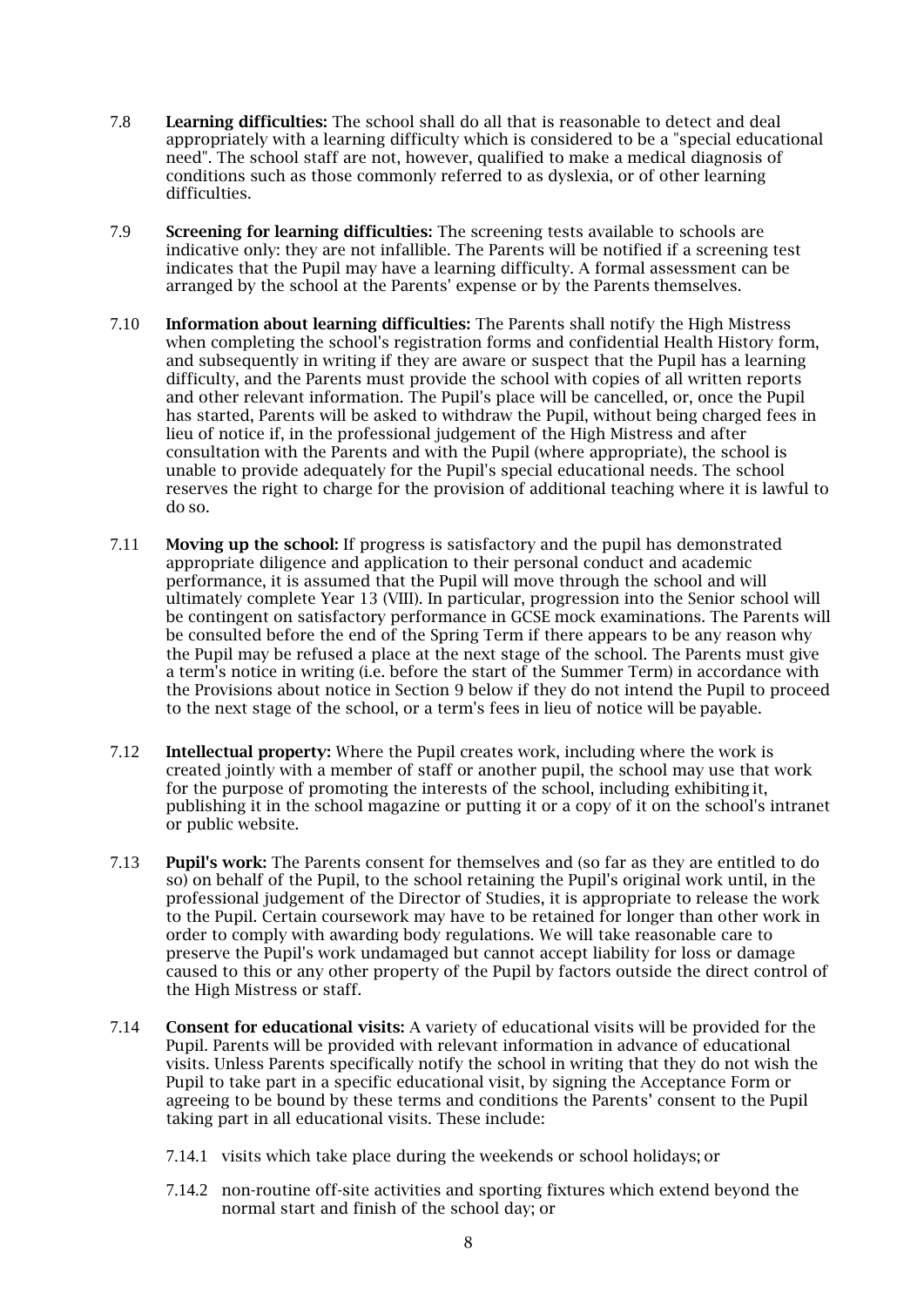7.8 **Learning difficulties:** The school shall do all that is reasonable to detect and deal appropriately with a learning difficulty which is considered to be a "special educational need". The school staff are not, however, qualified to make a medical diagnosis of conditions such as those commonly referred to as dyslexia, or of other learning difficulties.

7.9 **Screening for learning difficulties:** The screening tests available to schools are indicative only: they are not infallible. The Parents will be notified if a screening test indicates that the Pupil may have a learning difficulty. A formal assessment can be arranged by the school at the Parents' expense or by the Parents themselves.

7.10 **Information about learning difficulties:** The Parents shall notify the High Mistress when completing the school's registration forms and confidential Health History form, and subsequently in writing if they are aware or suspect that the Pupil has a learning difficulty, and the Parents must provide the school with copies of all written reports and other relevant information. The Pupil's place will be cancelled, or, once the Pupil has started, Parents will be asked to withdraw the Pupil, without being charged fees in lieu of notice if, in the professional judgement of the High Mistress and after consultation with the Parents and with the Pupil (where appropriate), the school is unable to provide adequately for the Pupil's special educational needs. The school reserves the right to charge for the provision of additional teaching where it is lawful to do so.

7.11 **Moving up the school:** If progress is satisfactory and the pupil has demonstrated appropriate diligence and application to their personal conduct and academic performance, it is assumed that the Pupil will move through the school and will ultimately complete Year 13 (VIII). In particular, progression into the Senior school will be contingent on satisfactory performance in GCSE mock examinations. The Parents will be consulted before the end of the Spring Term if there appears to be any reason why the Pupil may be refused a place at the next stage of the school. The Parents must give a term's notice in writing (i.e. before the start of the Summer Term) in accordance with the Provisions about notice in Section 9 below if they do not intend the Pupil to proceed to the next stage of the school, or a term's fees in lieu of notice will be payable.

7.12 **Intellectual property:** Where the Pupil creates work, including where the work is created jointly with a member of staff or another pupil, the school may use that work for the purpose of promoting the interests of the school, including exhibiting it, publishing it in the school magazine or putting it or a copy of it on the school's intranet or public website.

7.13 **Pupil's work:** The Parents consent for themselves and (so far as they are entitled to do so) on behalf of the Pupil, to the school retaining the Pupil's original work until, in the professional judgement of the Director of Studies, it is appropriate to release the work to the Pupil. Certain coursework may have to be retained for longer than other work in order to comply with awarding body regulations. We will take reasonable care to preserve the Pupil's work undamaged but cannot accept liability for loss or damage caused to this or any other property of the Pupil by factors outside the direct control of the High Mistress or staff.

7.14 **Consent for educational visits:** A variety of educational visits will be provided for the Pupil. Parents will be provided with relevant information in advance of educational visits. Unless Parents specifically notify the school in writing that they do not wish the Pupil to take part in a specific educational visit, by signing the Acceptance Form or agreeing to be bound by these terms and conditions the Parents' consent to the Pupil taking part in all educational visits. These include:

7.14.1 visits which take place during the weekends or school holidays; or

7.14.2 non-routine off-site activities and sporting fixtures which extend beyond the normal start and finish of the school day; or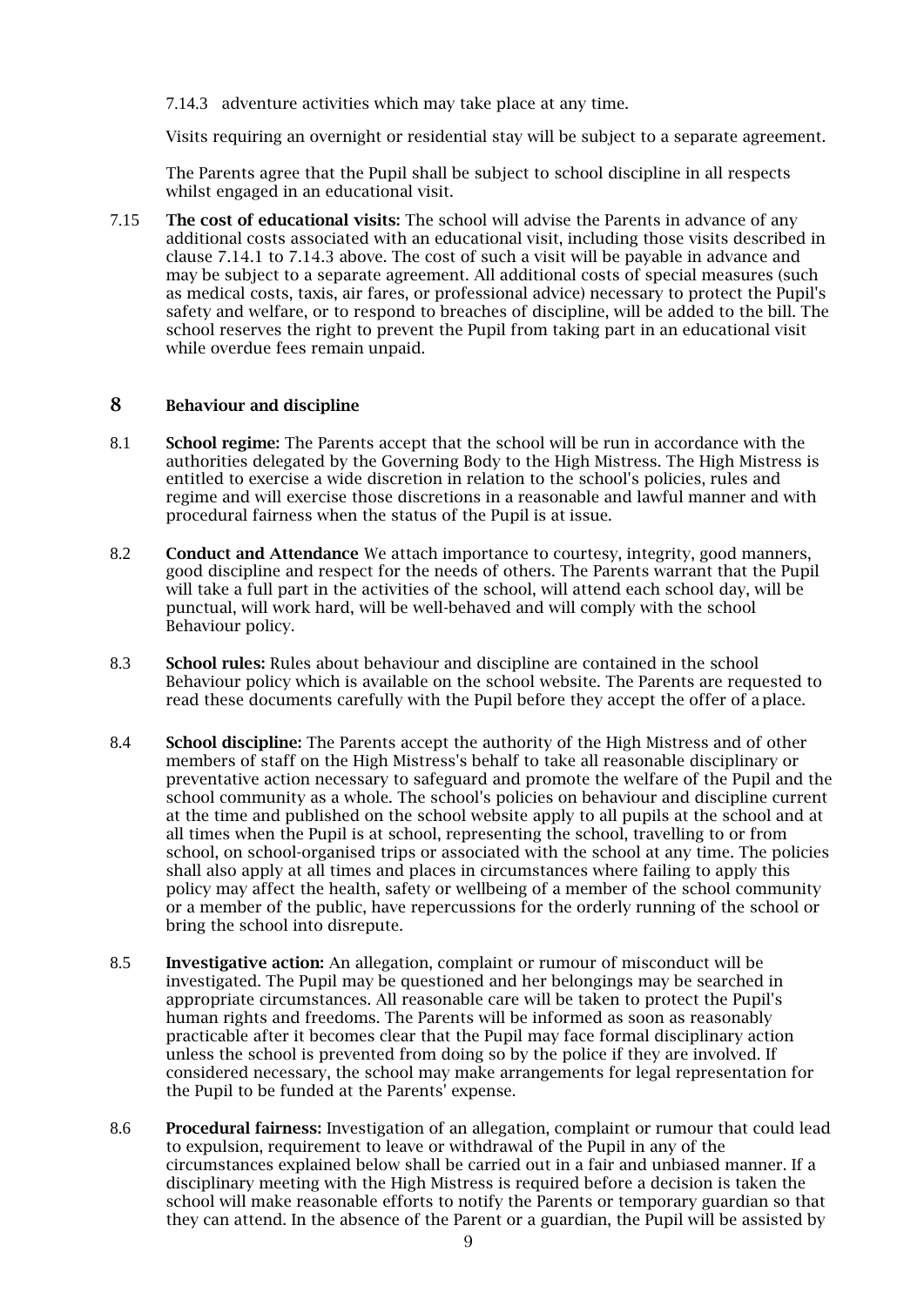7.14.3 adventure activities which may take place at any time.

Visits requiring an overnight or residential stay will be subject to a separate agreement.

The Parents agree that the Pupil shall be subject to school discipline in all respects whilst engaged in an educational visit.

7.15 **The cost of educational visits:** The school will advise the Parents in advance of any additional costs associated with an educational visit, including those visits described in clause 7.14.1 to 7.14.3 above. The cost of such a visit will be payable in advance and may be subject to a separate agreement. All additional costs of special measures (such as medical costs, taxis, air fares, or professional advice) necessary to protect the Pupil's safety and welfare, or to respond to breaches of discipline, will be added to the bill. The school reserves the right to prevent the Pupil from taking part in an educational visit while overdue fees remain unpaid.

## 8 Behaviour and discipline

8.1 **School regime:** The Parents accept that the school will be run in accordance with the authorities delegated by the Governing Body to the High Mistress. The High Mistress is entitled to exercise a wide discretion in relation to the school's policies, rules and regime and will exercise those discretions in a reasonable and lawful manner and with procedural fairness when the status of the Pupil is at issue.

8.2 **Conduct and Attendance** We attach importance to courtesy, integrity, good manners, good discipline and respect for the needs of others. The Parents warrant that the Pupil will take a full part in the activities of the school, will attend each school day, will be punctual, will work hard, will be well-behaved and will comply with the school Behaviour policy.

8.3 **School rules:** Rules about behaviour and discipline are contained in the school Behaviour policy which is available on the school website. The Parents are requested to read these documents carefully with the Pupil before they accept the offer of a place.

8.4 **School discipline:** The Parents accept the authority of the High Mistress and of other members of staff on the High Mistress's behalf to take all reasonable disciplinary or preventative action necessary to safeguard and promote the welfare of the Pupil and the school community as a whole. The school's policies on behaviour and discipline current at the time and published on the school website apply to all pupils at the school and at all times when the Pupil is at school, representing the school, travelling to or from school, on school-organised trips or associated with the school at any time. The policies shall also apply at all times and places in circumstances where failing to apply this policy may affect the health, safety or wellbeing of a member of the school community or a member of the public, have repercussions for the orderly running of the school or bring the school into disrepute.

8.5 **Investigative action:** An allegation, complaint or rumour of misconduct will be investigated. The Pupil may be questioned and her belongings may be searched in appropriate circumstances. All reasonable care will be taken to protect the Pupil's human rights and freedoms. The Parents will be informed as soon as reasonably practicable after it becomes clear that the Pupil may face formal disciplinary action unless the school is prevented from doing so by the police if they are involved. If considered necessary, the school may make arrangements for legal representation for the Pupil to be funded at the Parents' expense.

8.6 **Procedural fairness:** Investigation of an allegation, complaint or rumour that could lead to expulsion, requirement to leave or withdrawal of the Pupil in any of the circumstances explained below shall be carried out in a fair and unbiased manner. If a disciplinary meeting with the High Mistress is required before a decision is taken the school will make reasonable efforts to notify the Parents or temporary guardian so that they can attend. In the absence of the Parent or a guardian, the Pupil will be assisted by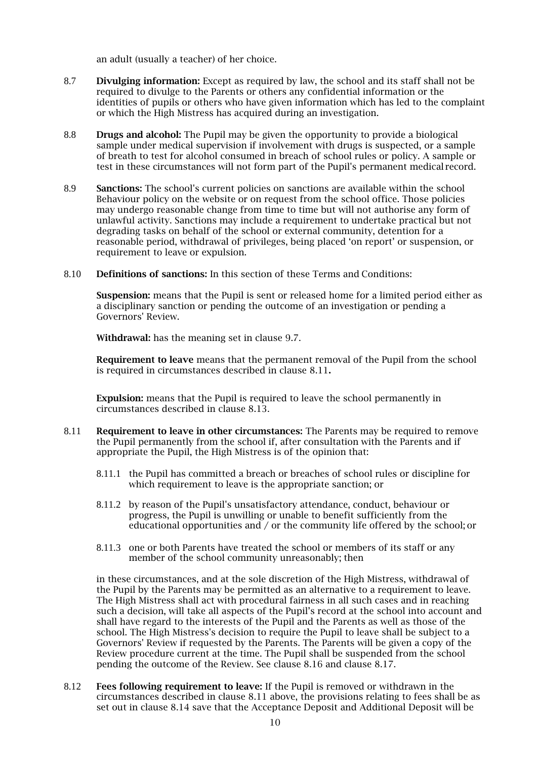an adult (usually a teacher) of her choice.

8.7 **Divulging information:** Except as required by law, the school and its staff shall not be required to divulge to the Parents or others any confidential information or the identities of pupils or others who have given information which has led to the complaint or which the High Mistress has acquired during an investigation.

8.8 **Drugs and alcohol:** The Pupil may be given the opportunity to provide a biological sample under medical supervision if involvement with drugs is suspected, or a sample of breath to test for alcohol consumed in breach of school rules or policy. A sample or test in these circumstances will not form part of the Pupil's permanent medical record.

8.9 **Sanctions:** The school's current policies on sanctions are available within the school Behaviour policy on the website or on request from the school office. Those policies may undergo reasonable change from time to time but will not authorise any form of unlawful activity. Sanctions may include a requirement to undertake practical but not degrading tasks on behalf of the school or external community, detention for a reasonable period, withdrawal of privileges, being placed 'on report' or suspension, or requirement to leave or expulsion.

8.10 **Definitions of sanctions:** In this section of these Terms and Conditions:

**Suspension:** means that the Pupil is sent or released home for a limited period either as a disciplinary sanction or pending the outcome of an investigation or pending a Governors' Review.

**Withdrawal:** has the meaning set in clause 9.7.

**Requirement to leave** means that the permanent removal of the Pupil from the school is required in circumstances described in clause 8.11**.**

**Expulsion:** means that the Pupil is required to leave the school permanently in circumstances described in clause 8.13.

8.11 **Requirement to leave in other circumstances:** The Parents may be required to remove the Pupil permanently from the school if, after consultation with the Parents and if appropriate the Pupil, the High Mistress is of the opinion that:

8.11.1 the Pupil has committed a breach or breaches of school rules or discipline for which requirement to leave is the appropriate sanction; or

8.11.2 by reason of the Pupil's unsatisfactory attendance, conduct, behaviour or progress, the Pupil is unwilling or unable to benefit sufficiently from the educational opportunities and / or the community life offered by the school; or

8.11.3 one or both Parents have treated the school or members of its staff or any member of the school community unreasonably; then

in these circumstances, and at the sole discretion of the High Mistress, withdrawal of the Pupil by the Parents may be permitted as an alternative to a requirement to leave. The High Mistress shall act with procedural fairness in all such cases and in reaching such a decision, will take all aspects of the Pupil's record at the school into account and shall have regard to the interests of the Pupil and the Parents as well as those of the school. The High Mistress's decision to require the Pupil to leave shall be subject to a Governors' Review if requested by the Parents. The Parents will be given a copy of the Review procedure current at the time. The Pupil shall be suspended from the school pending the outcome of the Review. See clause 8.16 and clause 8.17.

8.12 **Fees following requirement to leave:** If the Pupil is removed or withdrawn in the circumstances described in clause 8.11 above, the provisions relating to fees shall be as set out in clause 8.14 save that the Acceptance Deposit and Additional Deposit will be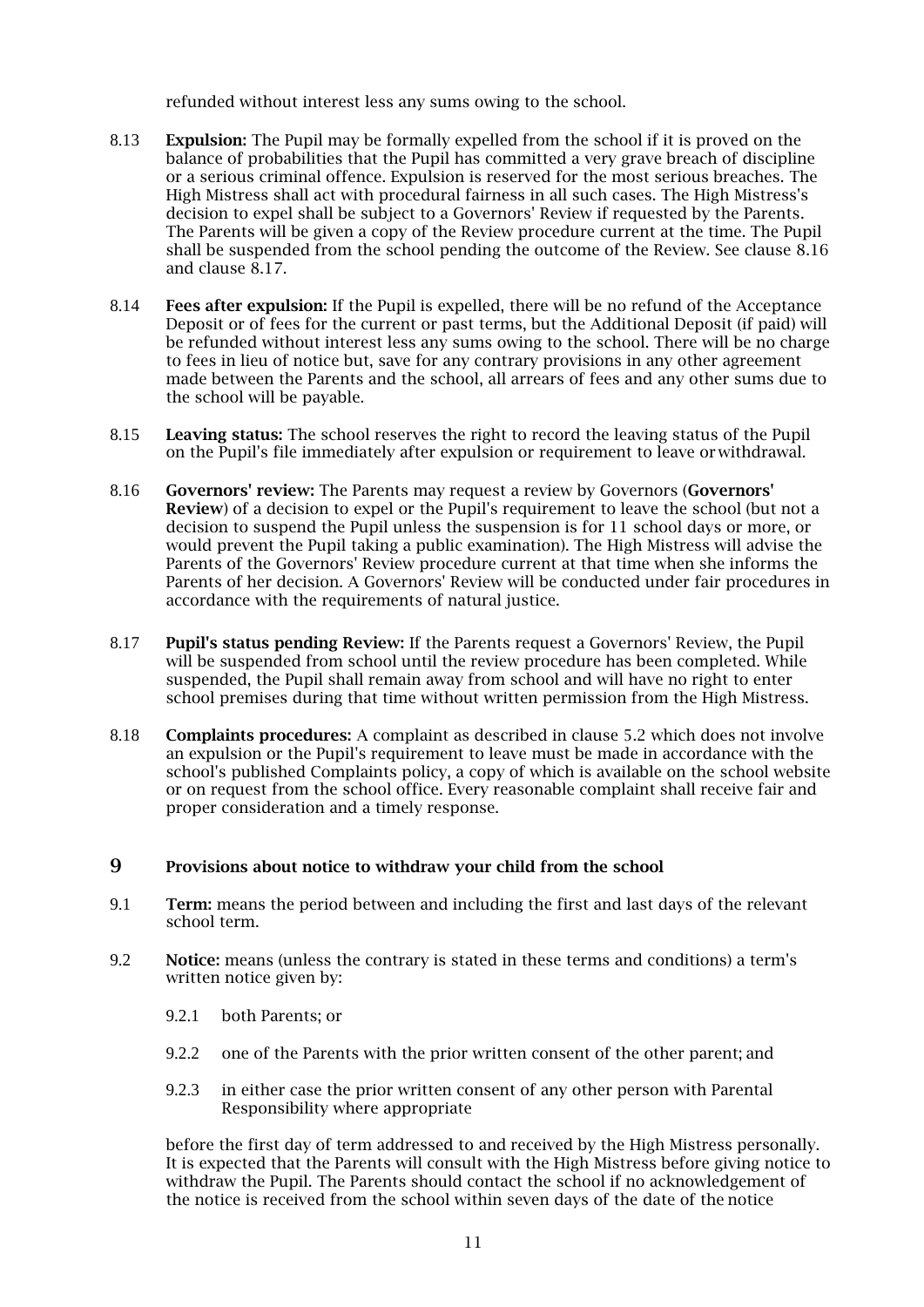refunded without interest less any sums owing to the school.

8.13 **Expulsion:** The Pupil may be formally expelled from the school if it is proved on the balance of probabilities that the Pupil has committed a very grave breach of discipline or a serious criminal offence. Expulsion is reserved for the most serious breaches. The High Mistress shall act with procedural fairness in all such cases. The High Mistress's decision to expel shall be subject to a Governors' Review if requested by the Parents. The Parents will be given a copy of the Review procedure current at the time. The Pupil shall be suspended from the school pending the outcome of the Review. See clause 8.16 and clause 8.17.

8.14 **Fees after expulsion:** If the Pupil is expelled, there will be no refund of the Acceptance Deposit or of fees for the current or past terms, but the Additional Deposit (if paid) will be refunded without interest less any sums owing to the school. There will be no charge to fees in lieu of notice but, save for any contrary provisions in any other agreement made between the Parents and the school, all arrears of fees and any other sums due to the school will be payable.

8.15 **Leaving status:** The school reserves the right to record the leaving status of the Pupil on the Pupil's file immediately after expulsion or requirement to leave or withdrawal.

8.16 **Governors' review:** The Parents may request a review by Governors (**Governors' Review**) of a decision to expel or the Pupil's requirement to leave the school (but not a decision to suspend the Pupil unless the suspension is for 11 school days or more, or would prevent the Pupil taking a public examination). The High Mistress will advise the Parents of the Governors' Review procedure current at that time when she informs the Parents of her decision. A Governors' Review will be conducted under fair procedures in accordance with the requirements of natural justice.

8.17 **Pupil's status pending Review:** If the Parents request a Governors' Review, the Pupil will be suspended from school until the review procedure has been completed. While suspended, the Pupil shall remain away from school and will have no right to enter school premises during that time without written permission from the High Mistress.

8.18 **Complaints procedures:** A complaint as described in clause 5.2 which does not involve an expulsion or the Pupil's requirement to leave must be made in accordance with the school's published Complaints policy, a copy of which is available on the school website or on request from the school office. Every reasonable complaint shall receive fair and proper consideration and a timely response.

## 9 Provisions about notice to withdraw your child from the school

9.1 **Term:** means the period between and including the first and last days of the relevant school term.

9.2 **Notice:** means (unless the contrary is stated in these terms and conditions) a term's written notice given by:

9.2.1 both Parents; or

9.2.2 one of the Parents with the prior written consent of the other parent; and

9.2.3 in either case the prior written consent of any other person with Parental Responsibility where appropriate

before the first day of term addressed to and received by the High Mistress personally. It is expected that the Parents will consult with the High Mistress before giving notice to withdraw the Pupil. The Parents should contact the school if no acknowledgement of the notice is received from the school within seven days of the date of the notice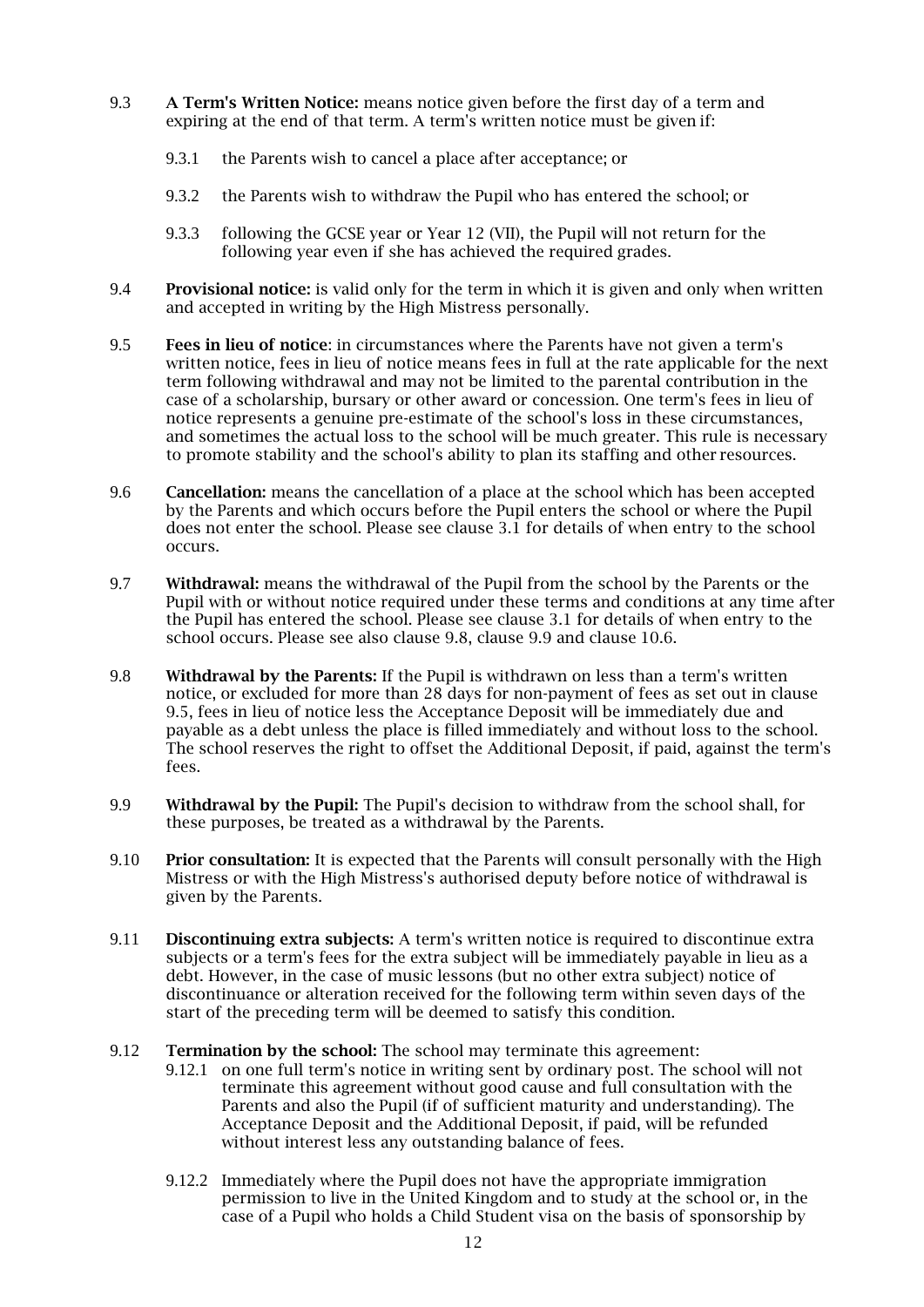9.3 **A Term's Written Notice:** means notice given before the first day of a term and expiring at the end of that term. A term's written notice must be given if:

 9.3.1 the Parents wish to cancel a place after acceptance; or

 9.3.2 the Parents wish to withdraw the Pupil who has entered the school; or

 9.3.3 following the GCSE year or Year 12 (VII), the Pupil will not return for the following year even if she has achieved the required grades.

9.4 **Provisional notice:** is valid only for the term in which it is given and only when written and accepted in writing by the High Mistress personally.

9.5 **Fees in lieu of notice**: in circumstances where the Parents have not given a term's written notice, fees in lieu of notice means fees in full at the rate applicable for the next term following withdrawal and may not be limited to the parental contribution in the case of a scholarship, bursary or other award or concession. One term's fees in lieu of notice represents a genuine pre-estimate of the school's loss in these circumstances, and sometimes the actual loss to the school will be much greater. This rule is necessary to promote stability and the school's ability to plan its staffing and other resources.

9.6 **Cancellation:** means the cancellation of a place at the school which has been accepted by the Parents and which occurs before the Pupil enters the school or where the Pupil does not enter the school. Please see clause 3.1 for details of when entry to the school occurs.

9.7 **Withdrawal:** means the withdrawal of the Pupil from the school by the Parents or the Pupil with or without notice required under these terms and conditions at any time after the Pupil has entered the school. Please see clause 3.1 for details of when entry to the school occurs. Please see also clause 9.8, clause 9.9 and clause 10.6.

9.8 **Withdrawal by the Parents:** If the Pupil is withdrawn on less than a term's written notice, or excluded for more than 28 days for non-payment of fees as set out in clause 9.5, fees in lieu of notice less the Acceptance Deposit will be immediately due and payable as a debt unless the place is filled immediately and without loss to the school. The school reserves the right to offset the Additional Deposit, if paid, against the term's fees.

9.9 **Withdrawal by the Pupil:** The Pupil's decision to withdraw from the school shall, for these purposes, be treated as a withdrawal by the Parents.

9.10 **Prior consultation:** It is expected that the Parents will consult personally with the High Mistress or with the High Mistress's authorised deputy before notice of withdrawal is given by the Parents.

9.11 **Discontinuing extra subjects:** A term's written notice is required to discontinue extra subjects or a term's fees for the extra subject will be immediately payable in lieu as a debt. However, in the case of music lessons (but no other extra subject) notice of discontinuance or alteration received for the following term within seven days of the start of the preceding term will be deemed to satisfy this condition.

9.12 **Termination by the school:** The school may terminate this agreement:

 9.12.1 on one full term's notice in writing sent by ordinary post. The school will not terminate this agreement without good cause and full consultation with the Parents and also the Pupil (if of sufficient maturity and understanding). The Acceptance Deposit and the Additional Deposit, if paid, will be refunded without interest less any outstanding balance of fees.

 9.12.2 Immediately where the Pupil does not have the appropriate immigration permission to live in the United Kingdom and to study at the school or, in the case of a Pupil who holds a Child Student visa on the basis of sponsorship by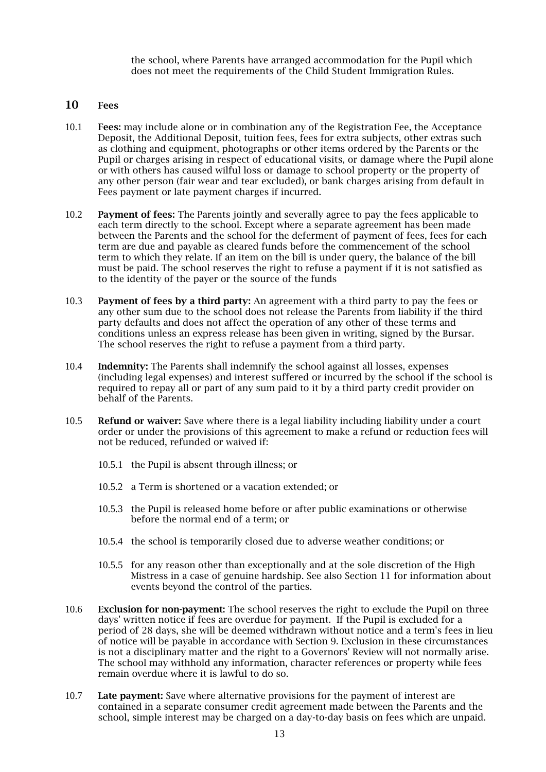the school, where Parents have arranged accommodation for the Pupil which does not meet the requirements of the Child Student Immigration Rules.

## 10 Fees

10.1 **Fees:** may include alone or in combination any of the Registration Fee, the Acceptance Deposit, the Additional Deposit, tuition fees, fees for extra subjects, other extras such as clothing and equipment, photographs or other items ordered by the Parents or the Pupil or charges arising in respect of educational visits, or damage where the Pupil alone or with others has caused wilful loss or damage to school property or the property of any other person (fair wear and tear excluded), or bank charges arising from default in Fees payment or late payment charges if incurred.

10.2 **Payment of fees:** The Parents jointly and severally agree to pay the fees applicable to each term directly to the school. Except where a separate agreement has been made between the Parents and the school for the deferment of payment of fees, fees for each term are due and payable as cleared funds before the commencement of the school term to which they relate. If an item on the bill is under query, the balance of the bill must be paid. The school reserves the right to refuse a payment if it is not satisfied as to the identity of the payer or the source of the funds

10.3 **Payment of fees by a third party:** An agreement with a third party to pay the fees or any other sum due to the school does not release the Parents from liability if the third party defaults and does not affect the operation of any other of these terms and conditions unless an express release has been given in writing, signed by the Bursar. The school reserves the right to refuse a payment from a third party.

10.4 **Indemnity:** The Parents shall indemnify the school against all losses, expenses (including legal expenses) and interest suffered or incurred by the school if the school is required to repay all or part of any sum paid to it by a third party credit provider on behalf of the Parents.

10.5 **Refund or waiver:** Save where there is a legal liability including liability under a court order or under the provisions of this agreement to make a refund or reduction fees will not be reduced, refunded or waived if:

10.5.1 the Pupil is absent through illness; or

10.5.2 a Term is shortened or a vacation extended; or

10.5.3 the Pupil is released home before or after public examinations or otherwise before the normal end of a term; or

10.5.4 the school is temporarily closed due to adverse weather conditions; or

10.5.5 for any reason other than exceptionally and at the sole discretion of the High Mistress in a case of genuine hardship. See also Section 11 for information about events beyond the control of the parties.

10.6 **Exclusion for non-payment:** The school reserves the right to exclude the Pupil on three days' written notice if fees are overdue for payment. If the Pupil is excluded for a period of 28 days, she will be deemed withdrawn without notice and a term's fees in lieu of notice will be payable in accordance with Section 9. Exclusion in these circumstances is not a disciplinary matter and the right to a Governors' Review will not normally arise. The school may withhold any information, character references or property while fees remain overdue where it is lawful to do so.

10.7 **Late payment:** Save where alternative provisions for the payment of interest are contained in a separate consumer credit agreement made between the Parents and the school, simple interest may be charged on a day-to-day basis on fees which are unpaid.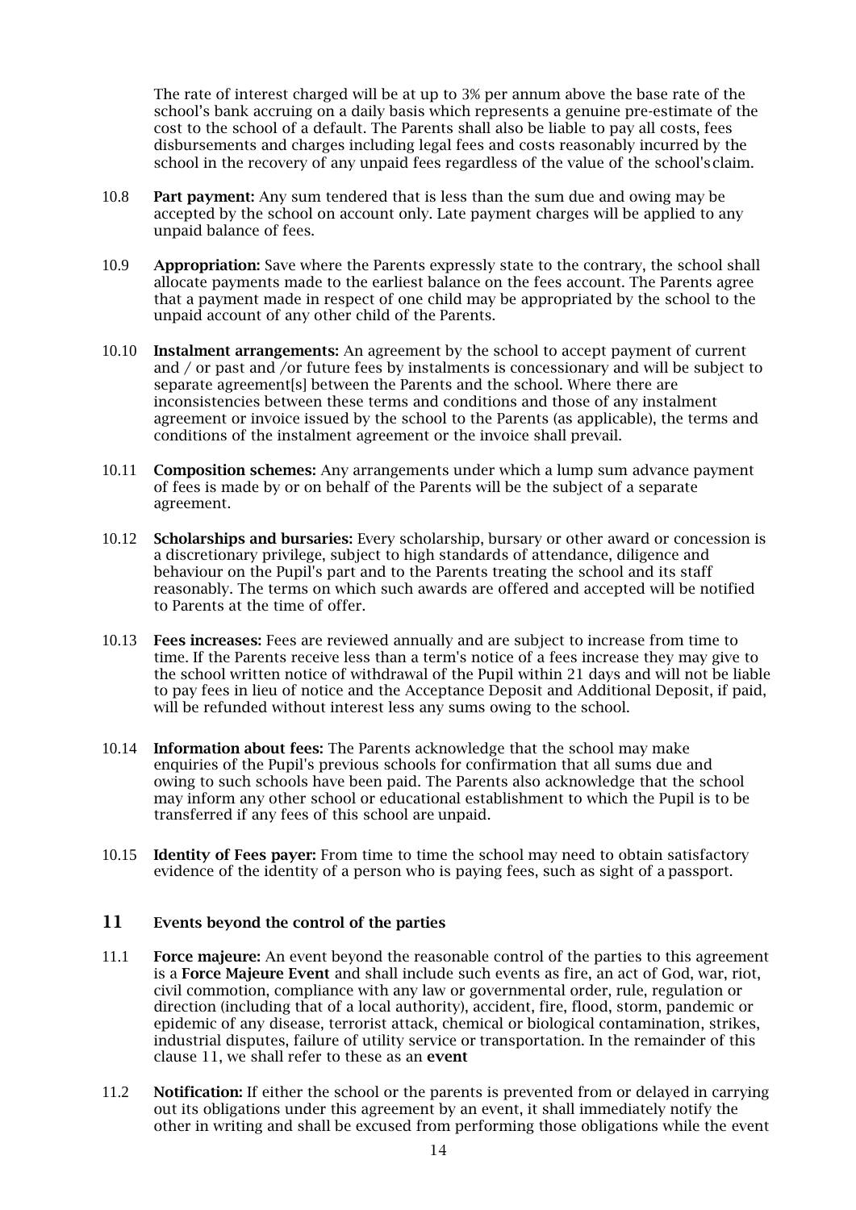The rate of interest charged will be at up to 3% per annum above the base rate of the school's bank accruing on a daily basis which represents a genuine pre-estimate of the cost to the school of a default. The Parents shall also be liable to pay all costs, fees disbursements and charges including legal fees and costs reasonably incurred by the school in the recovery of any unpaid fees regardless of the value of the school's claim.

10.8 **Part payment:** Any sum tendered that is less than the sum due and owing may be accepted by the school on account only. Late payment charges will be applied to any unpaid balance of fees.

10.9 **Appropriation:** Save where the Parents expressly state to the contrary, the school shall allocate payments made to the earliest balance on the fees account. The Parents agree that a payment made in respect of one child may be appropriated by the school to the unpaid account of any other child of the Parents.

10.10 **Instalment arrangements:** An agreement by the school to accept payment of current and / or past and /or future fees by instalments is concessionary and will be subject to separate agreement[s] between the Parents and the school. Where there are inconsistencies between these terms and conditions and those of any instalment agreement or invoice issued by the school to the Parents (as applicable), the terms and conditions of the instalment agreement or the invoice shall prevail.

10.11 **Composition schemes:** Any arrangements under which a lump sum advance payment of fees is made by or on behalf of the Parents will be the subject of a separate agreement.

10.12 **Scholarships and bursaries:** Every scholarship, bursary or other award or concession is a discretionary privilege, subject to high standards of attendance, diligence and behaviour on the Pupil's part and to the Parents treating the school and its staff reasonably. The terms on which such awards are offered and accepted will be notified to Parents at the time of offer.

10.13 **Fees increases:** Fees are reviewed annually and are subject to increase from time to time. If the Parents receive less than a term's notice of a fees increase they may give to the school written notice of withdrawal of the Pupil within 21 days and will not be liable to pay fees in lieu of notice and the Acceptance Deposit and Additional Deposit, if paid, will be refunded without interest less any sums owing to the school.

10.14 **Information about fees:** The Parents acknowledge that the school may make enquiries of the Pupil's previous schools for confirmation that all sums due and owing to such schools have been paid. The Parents also acknowledge that the school may inform any other school or educational establishment to which the Pupil is to be transferred if any fees of this school are unpaid.

10.15 **Identity of Fees payer:** From time to time the school may need to obtain satisfactory evidence of the identity of a person who is paying fees, such as sight of a passport.

## 11 Events beyond the control of the parties

11.1 **Force majeure:** An event beyond the reasonable control of the parties to this agreement is a **Force Majeure Event** and shall include such events as fire, an act of God, war, riot, civil commotion, compliance with any law or governmental order, rule, regulation or direction (including that of a local authority), accident, fire, flood, storm, pandemic or epidemic of any disease, terrorist attack, chemical or biological contamination, strikes, industrial disputes, failure of utility service or transportation. In the remainder of this clause 11, we shall refer to these as an **event**

11.2 **Notification:** If either the school or the parents is prevented from or delayed in carrying out its obligations under this agreement by an event, it shall immediately notify the other in writing and shall be excused from performing those obligations while the event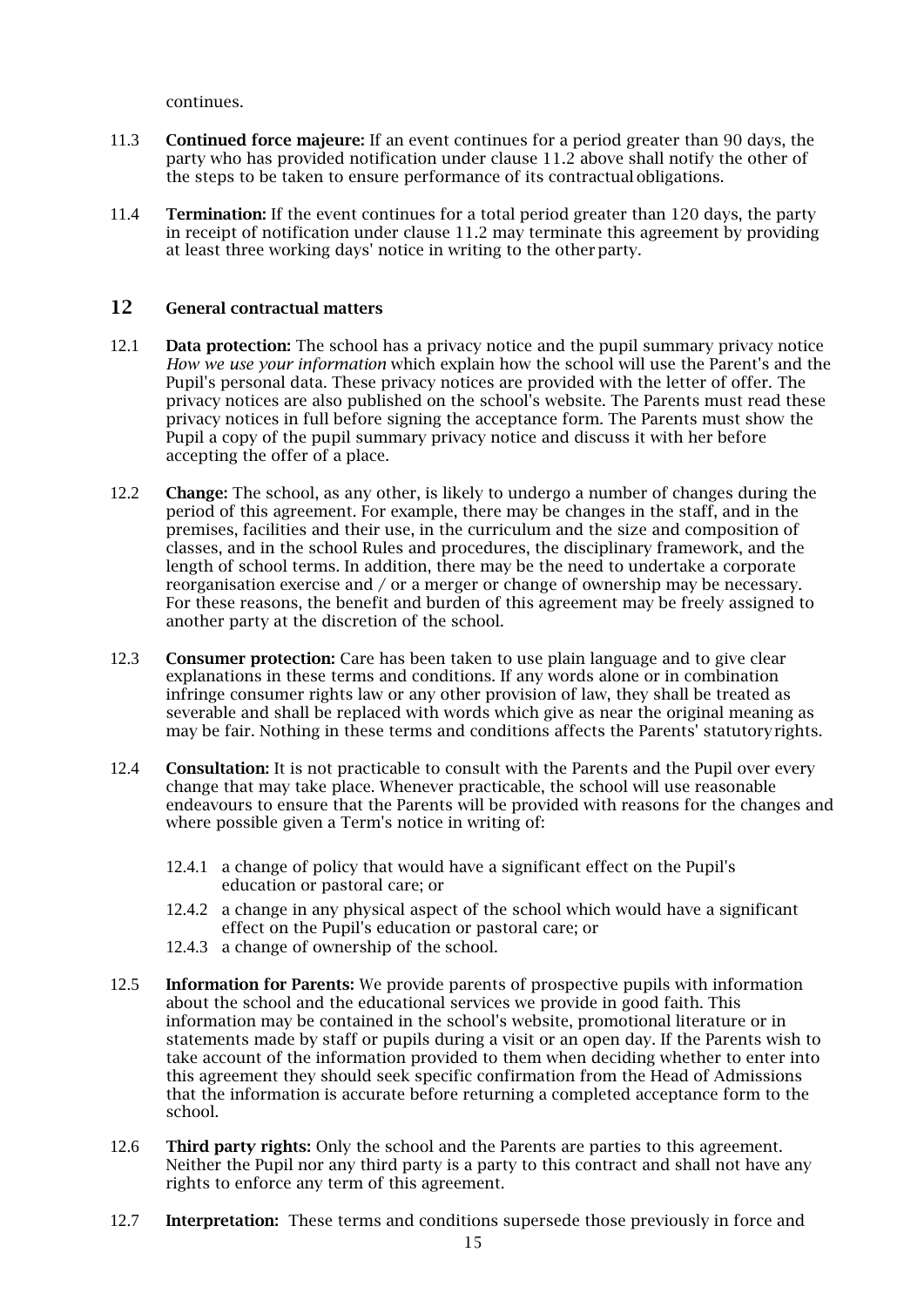continues.

11.3 **Continued force majeure:** If an event continues for a period greater than 90 days, the party who has provided notification under clause 11.2 above shall notify the other of the steps to be taken to ensure performance of its contractual obligations.

11.4 **Termination:** If the event continues for a total period greater than 120 days, the party in receipt of notification under clause 11.2 may terminate this agreement by providing at least three working days' notice in writing to the other party.

## 12 General contractual matters

12.1 **Data protection:** The school has a privacy notice and the pupil summary privacy notice *How we use your information* which explain how the school will use the Parent's and the Pupil's personal data. These privacy notices are provided with the letter of offer. The privacy notices are also published on the school's website. The Parents must read these privacy notices in full before signing the acceptance form. The Parents must show the Pupil a copy of the pupil summary privacy notice and discuss it with her before accepting the offer of a place.

12.2 **Change:** The school, as any other, is likely to undergo a number of changes during the period of this agreement. For example, there may be changes in the staff, and in the premises, facilities and their use, in the curriculum and the size and composition of classes, and in the school Rules and procedures, the disciplinary framework, and the length of school terms. In addition, there may be the need to undertake a corporate reorganisation exercise and / or a merger or change of ownership may be necessary. For these reasons, the benefit and burden of this agreement may be freely assigned to another party at the discretion of the school.

12.3 **Consumer protection:** Care has been taken to use plain language and to give clear explanations in these terms and conditions. If any words alone or in combination infringe consumer rights law or any other provision of law, they shall be treated as severable and shall be replaced with words which give as near the original meaning as may be fair. Nothing in these terms and conditions affects the Parents' statutory rights.

12.4 **Consultation:** It is not practicable to consult with the Parents and the Pupil over every change that may take place. Whenever practicable, the school will use reasonable endeavours to ensure that the Parents will be provided with reasons for the changes and where possible given a Term's notice in writing of:

- 12.4.1 a change of policy that would have a significant effect on the Pupil's education or pastoral care; or
- 12.4.2 a change in any physical aspect of the school which would have a significant effect on the Pupil's education or pastoral care; or
- 12.4.3 a change of ownership of the school.

12.5 **Information for Parents:** We provide parents of prospective pupils with information about the school and the educational services we provide in good faith. This information may be contained in the school's website, promotional literature or in statements made by staff or pupils during a visit or an open day. If the Parents wish to take account of the information provided to them when deciding whether to enter into this agreement they should seek specific confirmation from the Head of Admissions that the information is accurate before returning a completed acceptance form to the school.

12.6 **Third party rights:** Only the school and the Parents are parties to this agreement. Neither the Pupil nor any third party is a party to this contract and shall not have any rights to enforce any term of this agreement.

12.7 **Interpretation:** These terms and conditions supersede those previously in force and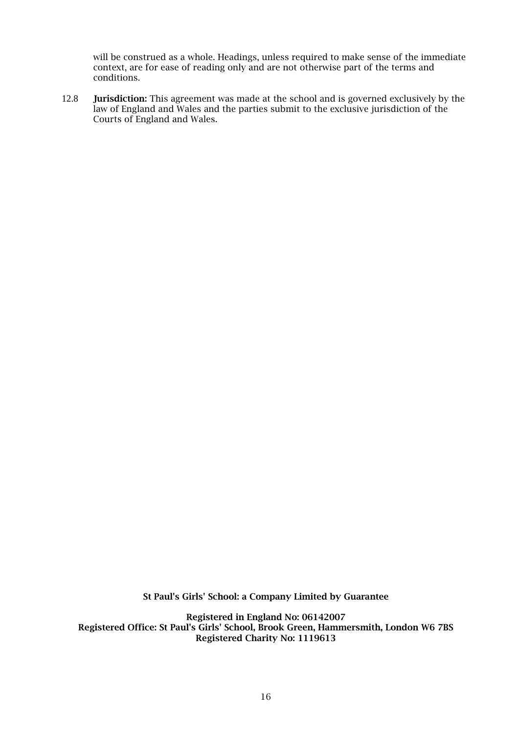will be construed as a whole. Headings, unless required to make sense of the immediate context, are for ease of reading only and are not otherwise part of the terms and conditions.

12.8 **Jurisdiction:** This agreement was made at the school and is governed exclusively by the law of England and Wales and the parties submit to the exclusive jurisdiction of the Courts of England and Wales.

**St Paul's Girls' School: a Company Limited by Guarantee**

**Registered in England No: 06142007**
**Registered Office: St Paul's Girls' School, Brook Green, Hammersmith, London W6 7BS**
**Registered Charity No: 1119613**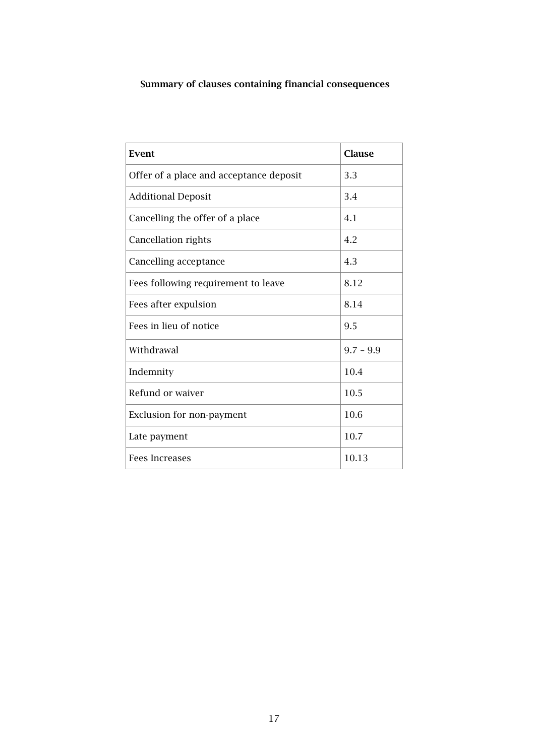**Summary of clauses containing financial consequences**

| Event | Clause |
| --- | --- |
| Offer of a place and acceptance deposit | 3.3 |
| Additional Deposit | 3.4 |
| Cancelling the offer of a place | 4.1 |
| Cancellation rights | 4.2 |
| Cancelling acceptance | 4.3 |
| Fees following requirement to leave | 8.12 |
| Fees after expulsion | 8.14 |
| Fees in lieu of notice | 9.5 |
| Withdrawal | 9.7 – 9.9 |
| Indemnity | 10.4 |
| Refund or waiver | 10.5 |
| Exclusion for non-payment | 10.6 |
| Late payment | 10.7 |
| Fees Increases | 10.13 |